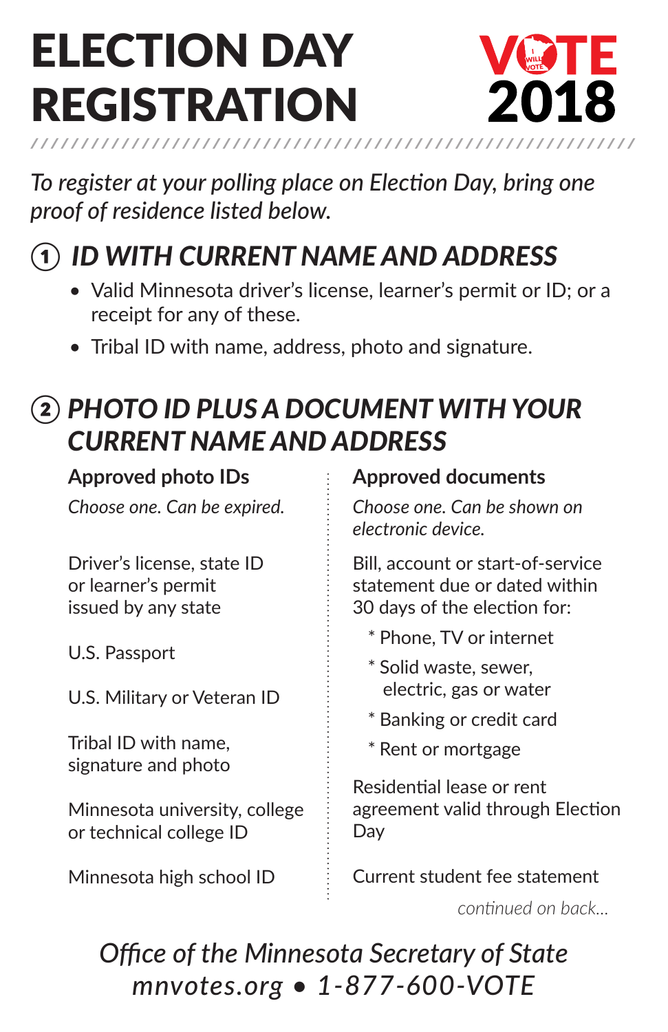# ELECTION DAY REGISTRATION

VOTE 2018

*To register at your polling place on Election Day, bring one proof of residence listed below.*

## ① *ID WITH CURRENT NAME AND ADDRESS*

- Valid Minnesota driver's license, learner's permit or ID; or a receipt for any of these.
- Tribal ID with name, address, photo and signature.

## ② *PHOTO ID PLUS A DOCUMENT WITH YOUR CURRENT NAME AND ADDRESS*

### Approved photo IDs

*Choose one. Can be expired.*

Driver's license, state ID or learner's permit issued by any state

U.S. Passport

U.S. Military or Veteran ID

Tribal ID with name, signature and photo

Minnesota university, college or technical college ID

Minnesota high school ID

### Approved documents

*Choose one. Can be shown on electronic device.*

Bill, account or start-of-service statement due or dated within 30 days of the election for:

* Phone, TV or internet
* Solid waste, sewer, electric, gas or water
* Banking or credit card
* Rent or mortgage

Residential lease or rent agreement valid through Election Day

Current student fee statement

*continued on back...*

*Office of the Minnesota Secretary of State*
*mnvotes.org • 1-877-600-VOTE*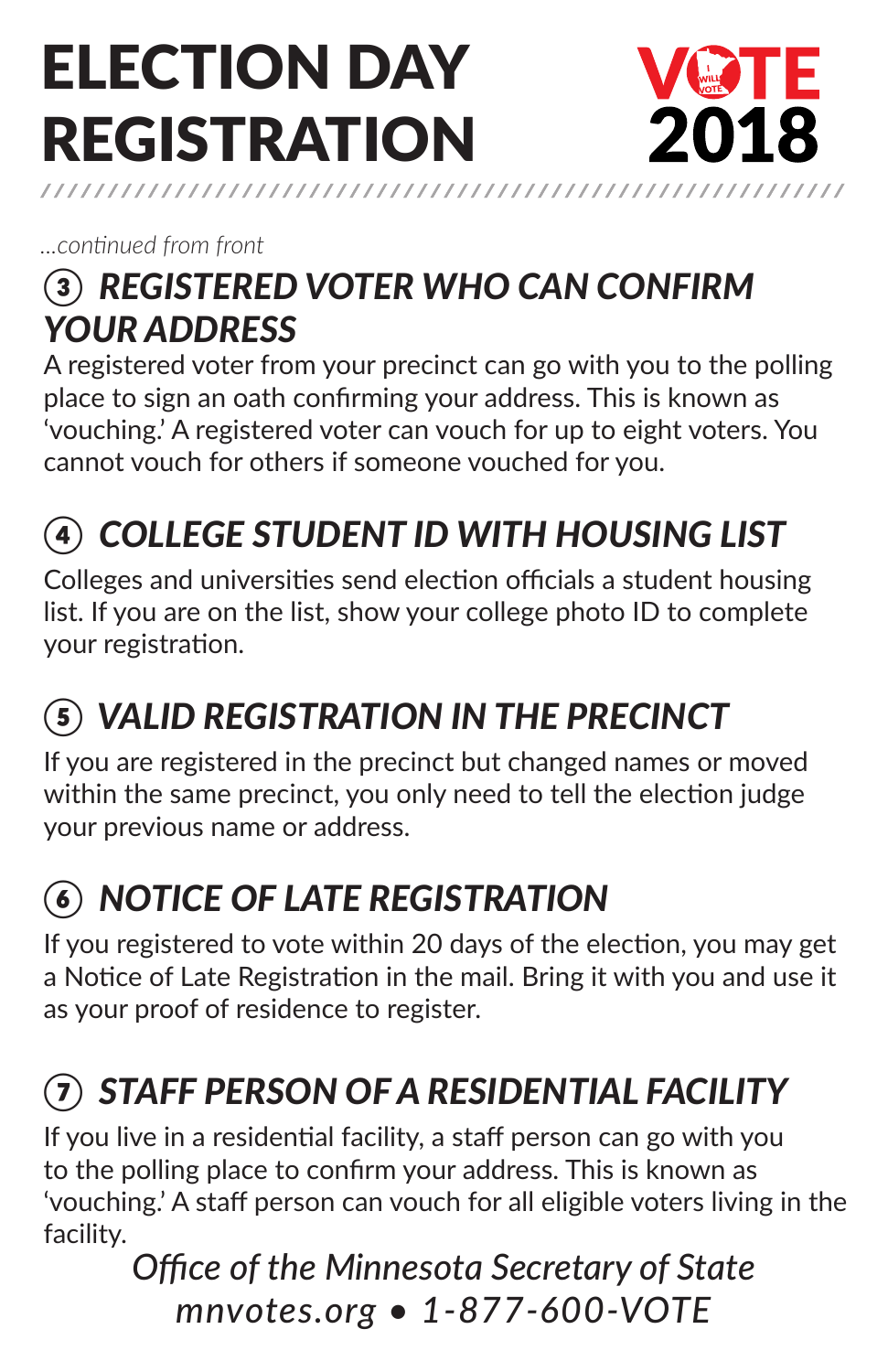# ELECTION DAY REGISTRATION

VOTE 2018

*...continued from front*

## ③ *REGISTERED VOTER WHO CAN CONFIRM YOUR ADDRESS*

A registered voter from your precinct can go with you to the polling place to sign an oath confirming your address. This is known as 'vouching.' A registered voter can vouch for up to eight voters. You cannot vouch for others if someone vouched for you.

## ④ *COLLEGE STUDENT ID WITH HOUSING LIST*

Colleges and universities send election officials a student housing list. If you are on the list, show your college photo ID to complete your registration.

## ⑤ *VALID REGISTRATION IN THE PRECINCT*

If you are registered in the precinct but changed names or moved within the same precinct, you only need to tell the election judge your previous name or address.

## ⑥ *NOTICE OF LATE REGISTRATION*

If you registered to vote within 20 days of the election, you may get a Notice of Late Registration in the mail. Bring it with you and use it as your proof of residence to register.

## ⑦ *STAFF PERSON OF A RESIDENTIAL FACILITY*

If you live in a residential facility, a staff person can go with you to the polling place to confirm your address. This is known as 'vouching.' A staff person can vouch for all eligible voters living in the facility.

*Office of the Minnesota Secretary of State*
*mnvotes.org • 1-877-600-VOTE*